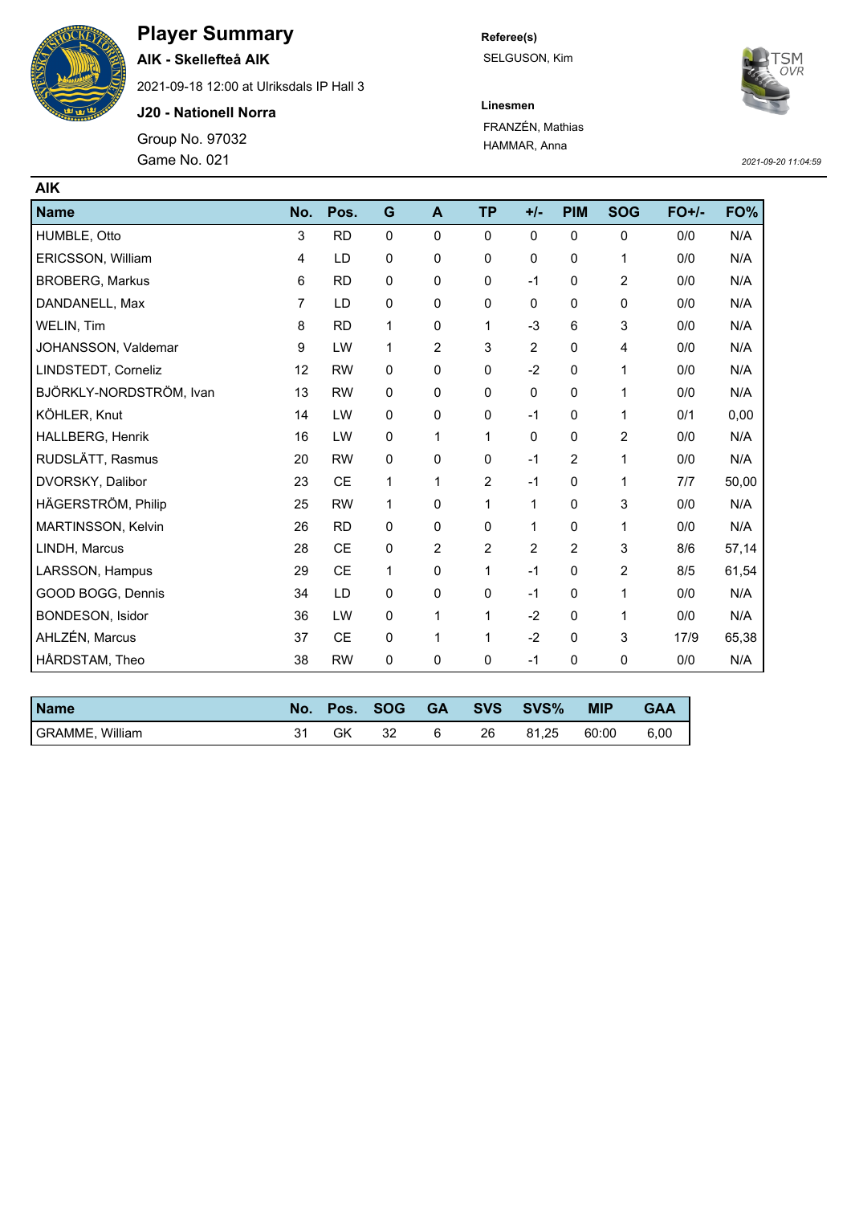# Player Summary

**AIK - Skellefteå AIK**

2021-09-18 12:00 at Ulriksdals IP Hall 3

**J20 - Nationell Norra**

Group No. 97032

Game No. 021

**Referee(s)**

SELGUSON, Kim

**Linesmen**

FRANZÉN, Mathias

HAMMAR, Anna

*2021-09-20 11:04:59*

## AIK

| Name | No. | Pos. | G | A | TP | +/- | PIM | SOG | FO+/- | FO% |
|---|---|---|---|---|---|---|---|---|---|---|
| HUMBLE, Otto | 3 | RD | 0 | 0 | 0 | 0 | 0 | 0 | 0/0 | N/A |
| ERICSSON, William | 4 | LD | 0 | 0 | 0 | 0 | 0 | 1 | 0/0 | N/A |
| BROBERG, Markus | 6 | RD | 0 | 0 | 0 | -1 | 0 | 2 | 0/0 | N/A |
| DANDANELL, Max | 7 | LD | 0 | 0 | 0 | 0 | 0 | 0 | 0/0 | N/A |
| WELIN, Tim | 8 | RD | 1 | 0 | 1 | -3 | 6 | 3 | 0/0 | N/A |
| JOHANSSON, Valdemar | 9 | LW | 1 | 2 | 3 | 2 | 0 | 4 | 0/0 | N/A |
| LINDSTEDT, Corneliz | 12 | RW | 0 | 0 | 0 | -2 | 0 | 1 | 0/0 | N/A |
| BJÖRKLY-NORDSTRÖM, Ivan | 13 | RW | 0 | 0 | 0 | 0 | 0 | 1 | 0/0 | N/A |
| KÖHLER, Knut | 14 | LW | 0 | 0 | 0 | -1 | 0 | 1 | 0/1 | 0,00 |
| HALLBERG, Henrik | 16 | LW | 0 | 1 | 1 | 0 | 0 | 2 | 0/0 | N/A |
| RUDSLÄTT, Rasmus | 20 | RW | 0 | 0 | 0 | -1 | 2 | 1 | 0/0 | N/A |
| DVORSKY, Dalibor | 23 | CE | 1 | 1 | 2 | -1 | 0 | 1 | 7/7 | 50,00 |
| HÄGERSTRÖM, Philip | 25 | RW | 1 | 0 | 1 | 1 | 0 | 3 | 0/0 | N/A |
| MARTINSSON, Kelvin | 26 | RD | 0 | 0 | 0 | 1 | 0 | 1 | 0/0 | N/A |
| LINDH, Marcus | 28 | CE | 0 | 2 | 2 | 2 | 2 | 3 | 8/6 | 57,14 |
| LARSSON, Hampus | 29 | CE | 1 | 0 | 1 | -1 | 0 | 2 | 8/5 | 61,54 |
| GOOD BOGG, Dennis | 34 | LD | 0 | 0 | 0 | -1 | 0 | 1 | 0/0 | N/A |
| BONDESON, Isidor | 36 | LW | 0 | 1 | 1 | -2 | 0 | 1 | 0/0 | N/A |
| AHLZÉN, Marcus | 37 | CE | 0 | 1 | 1 | -2 | 0 | 3 | 17/9 | 65,38 |
| HÅRDSTAM, Theo | 38 | RW | 0 | 0 | 0 | -1 | 0 | 0 | 0/0 | N/A |

| Name | No. | Pos. | SOG | GA | SVS | SVS% | MIP | GAA |
|---|---|---|---|---|---|---|---|---|
| GRAMME, William | 31 | GK | 32 | 6 | 26 | 81,25 | 60:00 | 6,00 |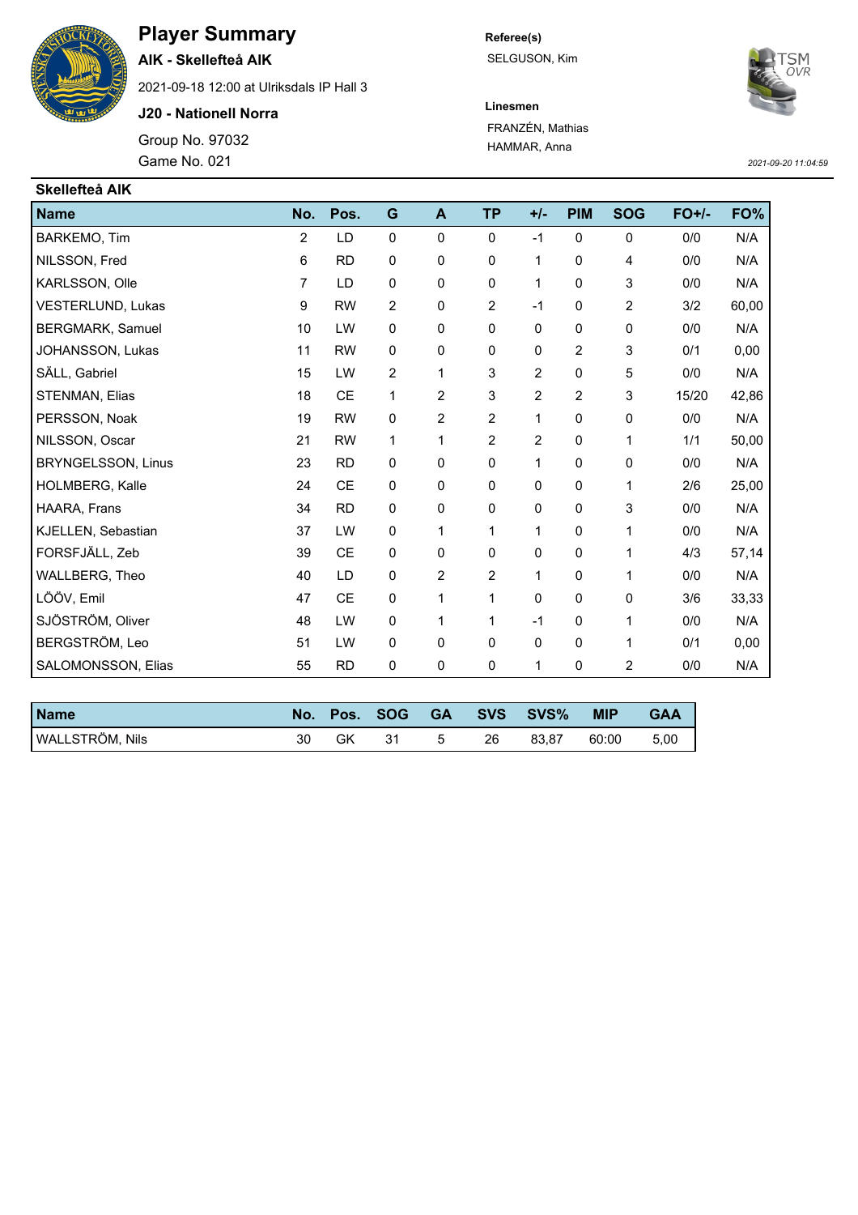# Player Summary

**AIK - Skellefteå AIK**

2021-09-18 12:00 at Ulriksdals IP Hall 3

**J20 - Nationell Norra**

Group No. 97032

Game No. 021

**Referee(s)**

SELGUSON, Kim

**Linesmen**

FRANZÉN, Mathias

HAMMAR, Anna

*2021-09-20 11:04:59*

## Skellefteå AIK

| Name | No. | Pos. | G | A | TP | +/- | PIM | SOG | FO+/- | FO% |
|---|---|---|---|---|---|---|---|---|---|---|
| BARKEMO, Tim | 2 | LD | 0 | 0 | 0 | -1 | 0 | 0 | 0/0 | N/A |
| NILSSON, Fred | 6 | RD | 0 | 0 | 0 | 1 | 0 | 4 | 0/0 | N/A |
| KARLSSON, Olle | 7 | LD | 0 | 0 | 0 | 1 | 0 | 3 | 0/0 | N/A |
| VESTERLUND, Lukas | 9 | RW | 2 | 0 | 2 | -1 | 0 | 2 | 3/2 | 60,00 |
| BERGMARK, Samuel | 10 | LW | 0 | 0 | 0 | 0 | 0 | 0 | 0/0 | N/A |
| JOHANSSON, Lukas | 11 | RW | 0 | 0 | 0 | 0 | 2 | 3 | 0/1 | 0,00 |
| SÄLL, Gabriel | 15 | LW | 2 | 1 | 3 | 2 | 0 | 5 | 0/0 | N/A |
| STENMAN, Elias | 18 | CE | 1 | 2 | 3 | 2 | 2 | 3 | 15/20 | 42,86 |
| PERSSON, Noak | 19 | RW | 0 | 2 | 2 | 1 | 0 | 0 | 0/0 | N/A |
| NILSSON, Oscar | 21 | RW | 1 | 1 | 2 | 2 | 0 | 1 | 1/1 | 50,00 |
| BRYNGELSSON, Linus | 23 | RD | 0 | 0 | 0 | 1 | 0 | 0 | 0/0 | N/A |
| HOLMBERG, Kalle | 24 | CE | 0 | 0 | 0 | 0 | 0 | 1 | 2/6 | 25,00 |
| HAARA, Frans | 34 | RD | 0 | 0 | 0 | 0 | 0 | 3 | 0/0 | N/A |
| KJELLEN, Sebastian | 37 | LW | 0 | 1 | 1 | 1 | 0 | 1 | 0/0 | N/A |
| FORSFJÄLL, Zeb | 39 | CE | 0 | 0 | 0 | 0 | 0 | 1 | 4/3 | 57,14 |
| WALLBERG, Theo | 40 | LD | 0 | 2 | 2 | 1 | 0 | 1 | 0/0 | N/A |
| LÖÖV, Emil | 47 | CE | 0 | 1 | 1 | 0 | 0 | 0 | 3/6 | 33,33 |
| SJÖSTRÖM, Oliver | 48 | LW | 0 | 1 | 1 | -1 | 0 | 1 | 0/0 | N/A |
| BERGSTRÖM, Leo | 51 | LW | 0 | 0 | 0 | 0 | 0 | 1 | 0/1 | 0,00 |
| SALOMONSSON, Elias | 55 | RD | 0 | 0 | 0 | 1 | 0 | 2 | 0/0 | N/A |

| Name | No. | Pos. | SOG | GA | SVS | SVS% | MIP | GAA |
|---|---|---|---|---|---|---|---|---|
| WALLSTRÖM, Nils | 30 | GK | 31 | 5 | 26 | 83,87 | 60:00 | 5,00 |